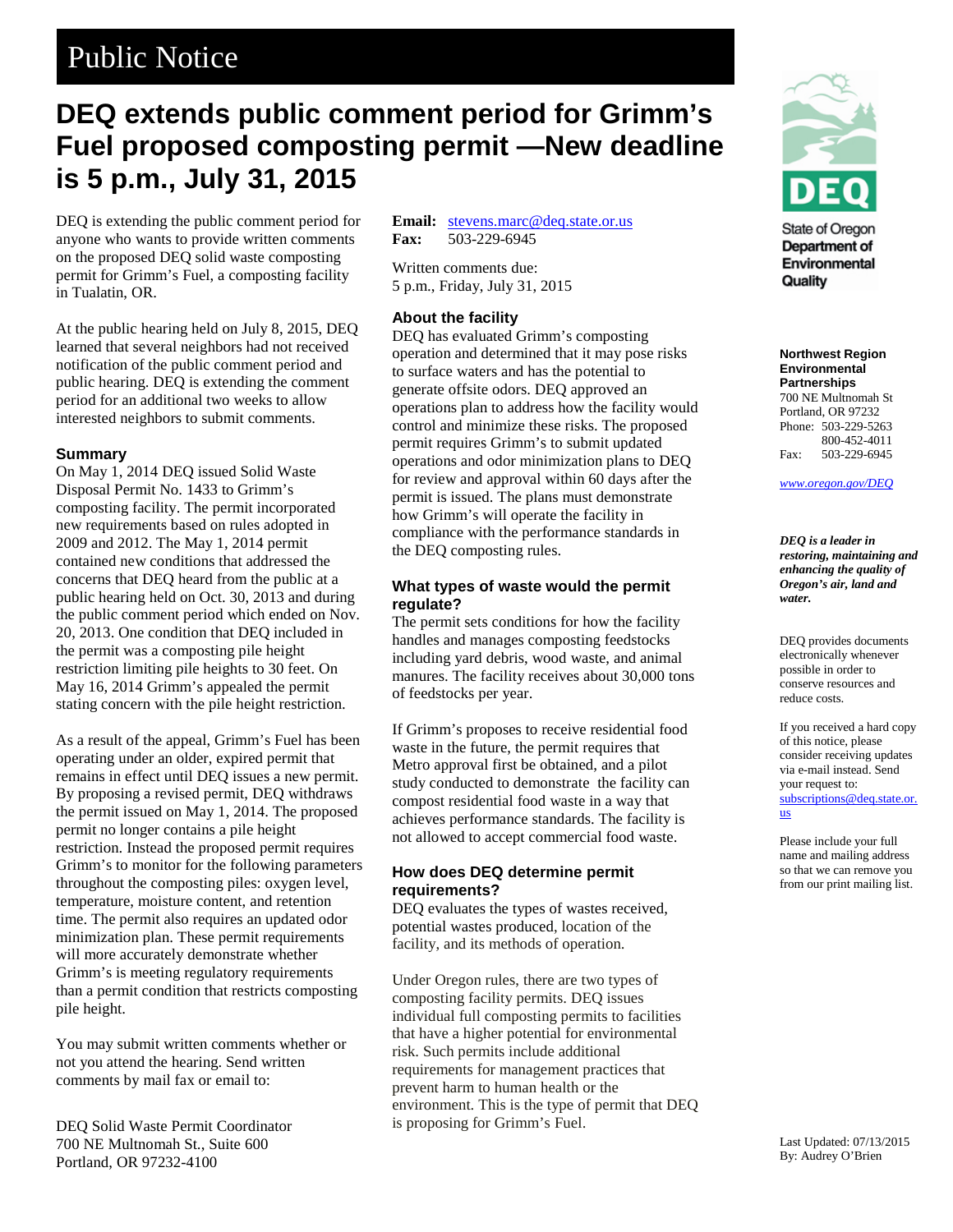# Public Notice

# DEQ extends public comment period for Grimm's Fuel proposed composting permit —New deadline is 5 p.m., July 31, 2015

DEQ is extending the public comment period for anyone who wants to provide written comments on the proposed DEQ solid waste composting permit for Grimm's Fuel, a composting facility in Tualatin, OR.

At the public hearing held on July 8, 2015, DEQ learned that several neighbors had not received notification of the public comment period and public hearing. DEQ is extending the comment period for an additional two weeks to allow interested neighbors to submit comments.

## Summary

On May 1, 2014 DEQ issued Solid Waste Disposal Permit No. 1433 to Grimm's composting facility. The permit incorporated new requirements based on rules adopted in 2009 and 2012. The May 1, 2014 permit contained new conditions that addressed the concerns that DEQ heard from the public at a public hearing held on Oct. 30, 2013 and during the public comment period which ended on Nov. 20, 2013. One condition that DEQ included in the permit was a composting pile height restriction limiting pile heights to 30 feet. On May 16, 2014 Grimm's appealed the permit stating concern with the pile height restriction.

As a result of the appeal, Grimm's Fuel has been operating under an older, expired permit that remains in effect until DEQ issues a new permit. By proposing a revised permit, DEQ withdraws the permit issued on May 1, 2014. The proposed permit no longer contains a pile height restriction. Instead the proposed permit requires Grimm's to monitor for the following parameters throughout the composting piles: oxygen level, temperature, moisture content, and retention time. The permit also requires an updated odor minimization plan. These permit requirements will more accurately demonstrate whether Grimm's is meeting regulatory requirements than a permit condition that restricts composting pile height.

You may submit written comments whether or not you attend the hearing. Send written comments by mail fax or email to:

DEQ Solid Waste Permit Coordinator
700 NE Multnomah St., Suite 600
Portland, OR 97232-4100

**Email:** stevens.marc@deq.state.or.us
**Fax:** 503-229-6945

Written comments due:
5 p.m., Friday, July 31, 2015

## About the facility

DEQ has evaluated Grimm's composting operation and determined that it may pose risks to surface waters and has the potential to generate offsite odors. DEQ approved an operations plan to address how the facility would control and minimize these risks. The proposed permit requires Grimm's to submit updated operations and odor minimization plans to DEQ for review and approval within 60 days after the permit is issued. The plans must demonstrate how Grimm's will operate the facility in compliance with the performance standards in the DEQ composting rules.

## What types of waste would the permit regulate?

The permit sets conditions for how the facility handles and manages composting feedstocks including yard debris, wood waste, and animal manures. The facility receives about 30,000 tons of feedstocks per year.

If Grimm's proposes to receive residential food waste in the future, the permit requires that Metro approval first be obtained, and a pilot study conducted to demonstrate the facility can compost residential food waste in a way that achieves performance standards. The facility is not allowed to accept commercial food waste.

## How does DEQ determine permit requirements?

DEQ evaluates the types of wastes received, potential wastes produced, location of the facility, and its methods of operation.

Under Oregon rules, there are two types of composting facility permits. DEQ issues individual full composting permits to facilities that have a higher potential for environmental risk. Such permits include additional requirements for management practices that prevent harm to human health or the environment. This is the type of permit that DEQ is proposing for Grimm's Fuel.

DEQ
State of Oregon
Department of Environmental Quality

**Northwest Region Environmental Partnerships**
700 NE Multnomah St
Portland, OR 97232
Phone: 503-229-5263
800-452-4011
Fax: 503-229-6945

*www.oregon.gov/DEQ*

***DEQ is a leader in restoring, maintaining and enhancing the quality of Oregon's air, land and water.***

DEQ provides documents electronically whenever possible in order to conserve resources and reduce costs.

If you received a hard copy of this notice, please consider receiving updates via e-mail instead. Send your request to: subscriptions@deq.state.or.us

Please include your full name and mailing address so that we can remove you from our print mailing list.

Last Updated: 07/13/2015
By: Audrey O'Brien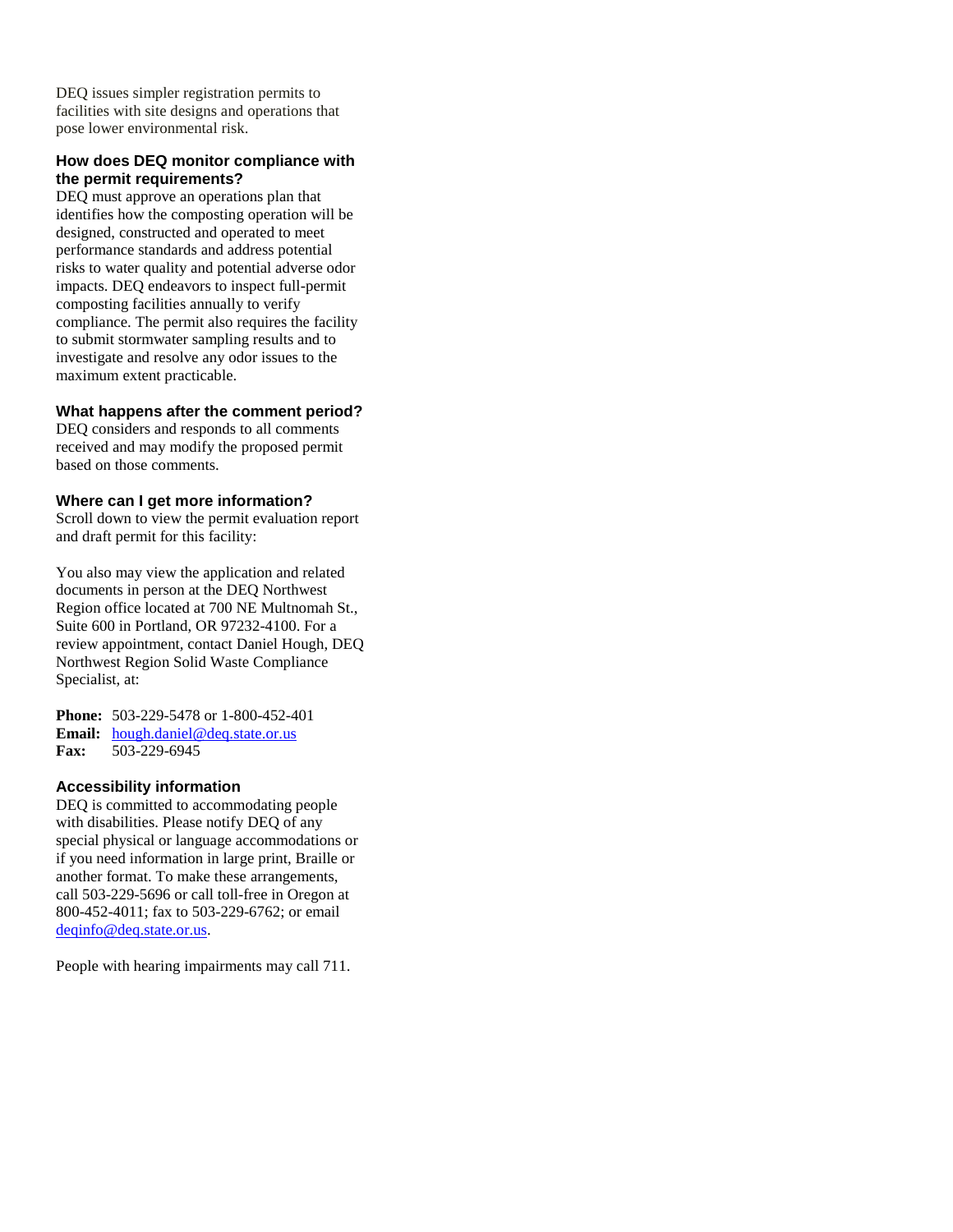DEQ issues simpler registration permits to facilities with site designs and operations that pose lower environmental risk.

### How does DEQ monitor compliance with the permit requirements?

DEQ must approve an operations plan that identifies how the composting operation will be designed, constructed and operated to meet performance standards and address potential risks to water quality and potential adverse odor impacts. DEQ endeavors to inspect full-permit composting facilities annually to verify compliance. The permit also requires the facility to submit stormwater sampling results and to investigate and resolve any odor issues to the maximum extent practicable.

### What happens after the comment period?

DEQ considers and responds to all comments received and may modify the proposed permit based on those comments.

### Where can I get more information?

Scroll down to view the permit evaluation report and draft permit for this facility:

You also may view the application and related documents in person at the DEQ Northwest Region office located at 700 NE Multnomah St., Suite 600 in Portland, OR 97232-4100. For a review appointment, contact Daniel Hough, DEQ Northwest Region Solid Waste Compliance Specialist, at:

**Phone:** 503-229-5478 or 1-800-452-401
**Email:** hough.daniel@deq.state.or.us
**Fax:** 503-229-6945

### Accessibility information

DEQ is committed to accommodating people with disabilities. Please notify DEQ of any special physical or language accommodations or if you need information in large print, Braille or another format. To make these arrangements, call 503-229-5696 or call toll-free in Oregon at 800-452-4011; fax to 503-229-6762; or email deqinfo@deq.state.or.us.

People with hearing impairments may call 711.